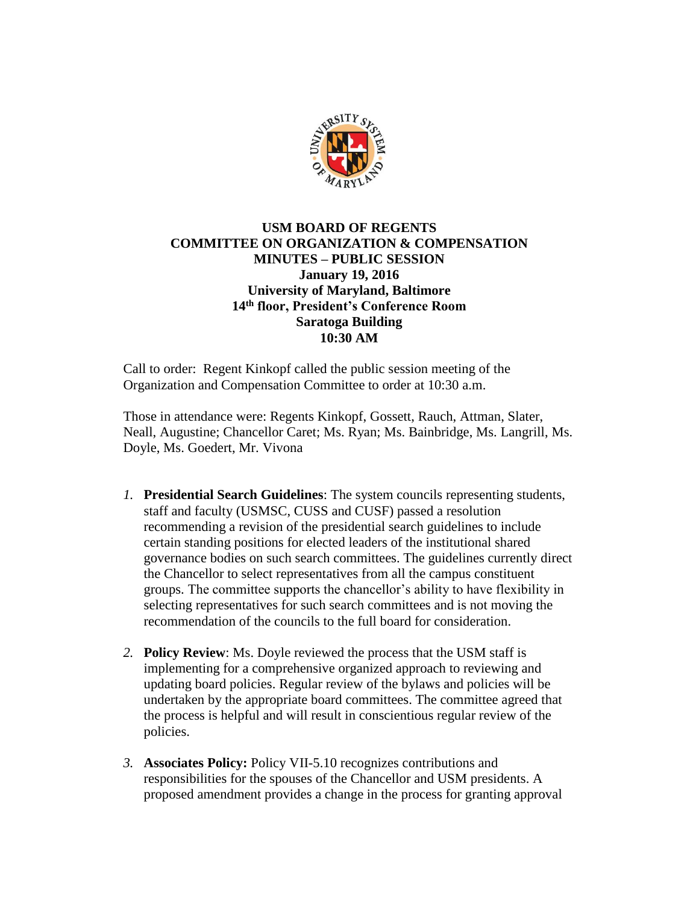# USM BOARD OF REGENTS
## COMMITTEE ON ORGANIZATION & COMPENSATION
## MINUTES – PUBLIC SESSION

**January 19, 2016**
**University of Maryland, Baltimore**
**14th floor, President's Conference Room**
**Saratoga Building**
**10:30 AM**

Call to order: Regent Kinkopf called the public session meeting of the Organization and Compensation Committee to order at 10:30 a.m.

Those in attendance were: Regents Kinkopf, Gossett, Rauch, Attman, Slater, Neall, Augustine; Chancellor Caret; Ms. Ryan; Ms. Bainbridge, Ms. Langrill, Ms. Doyle, Ms. Goedert, Mr. Vivona

1. **Presidential Search Guidelines**: The system councils representing students, staff and faculty (USMSC, CUSS and CUSF) passed a resolution recommending a revision of the presidential search guidelines to include certain standing positions for elected leaders of the institutional shared governance bodies on such search committees. The guidelines currently direct the Chancellor to select representatives from all the campus constituent groups. The committee supports the chancellor's ability to have flexibility in selecting representatives for such search committees and is not moving the recommendation of the councils to the full board for consideration.

2. **Policy Review**: Ms. Doyle reviewed the process that the USM staff is implementing for a comprehensive organized approach to reviewing and updating board policies. Regular review of the bylaws and policies will be undertaken by the appropriate board committees. The committee agreed that the process is helpful and will result in conscientious regular review of the policies.

3. **Associates Policy:** Policy VII-5.10 recognizes contributions and responsibilities for the spouses of the Chancellor and USM presidents. A proposed amendment provides a change in the process for granting approval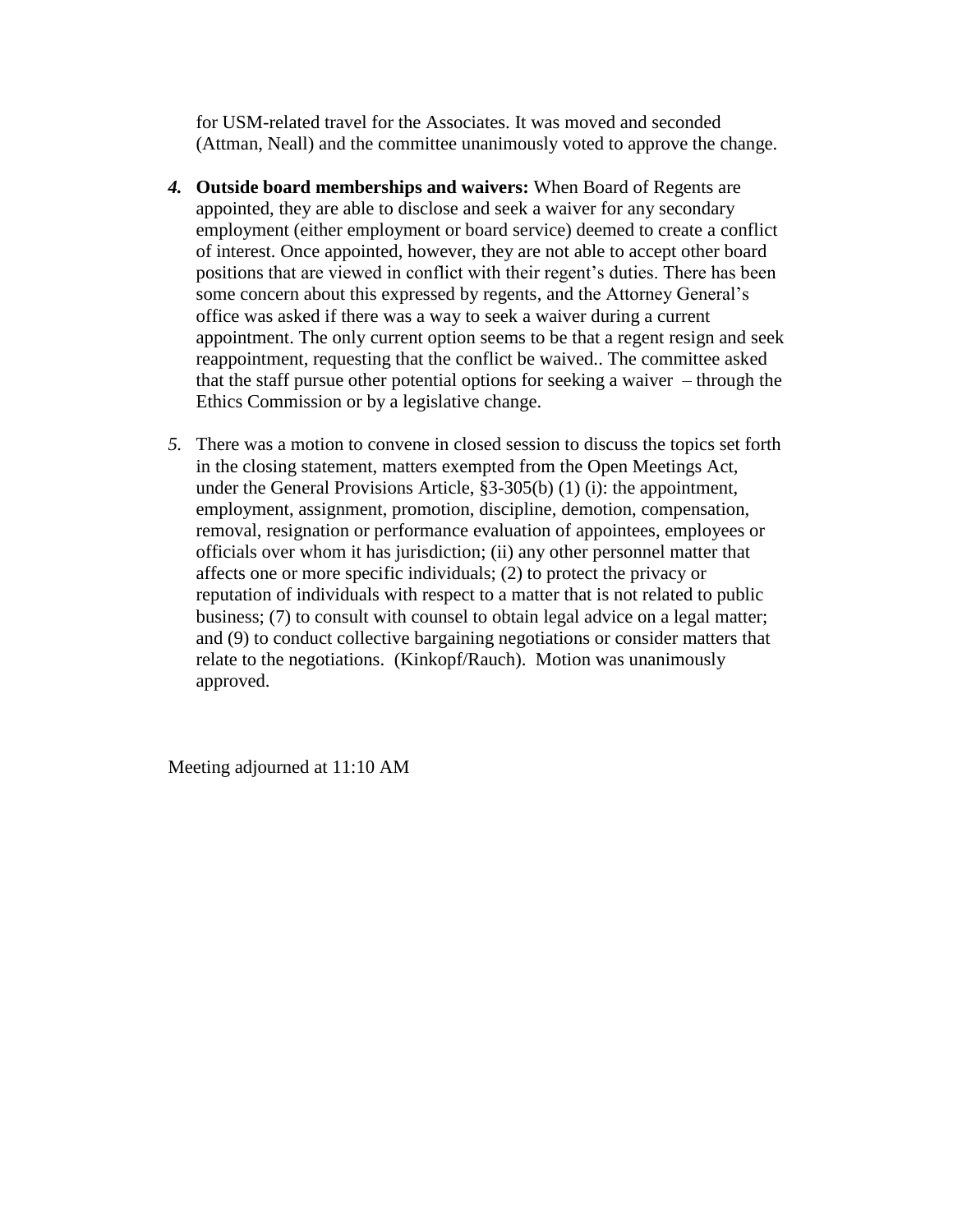for USM-related travel for the Associates. It was moved and seconded (Attman, Neall) and the committee unanimously voted to approve the change.

4. **Outside board memberships and waivers:** When Board of Regents are appointed, they are able to disclose and seek a waiver for any secondary employment (either employment or board service) deemed to create a conflict of interest. Once appointed, however, they are not able to accept other board positions that are viewed in conflict with their regent's duties. There has been some concern about this expressed by regents, and the Attorney General's office was asked if there was a way to seek a waiver during a current appointment. The only current option seems to be that a regent resign and seek reappointment, requesting that the conflict be waived.. The committee asked that the staff pursue other potential options for seeking a waiver – through the Ethics Commission or by a legislative change.

5. There was a motion to convene in closed session to discuss the topics set forth in the closing statement, matters exempted from the Open Meetings Act, under the General Provisions Article, §3-305(b) (1) (i): the appointment, employment, assignment, promotion, discipline, demotion, compensation, removal, resignation or performance evaluation of appointees, employees or officials over whom it has jurisdiction; (ii) any other personnel matter that affects one or more specific individuals; (2) to protect the privacy or reputation of individuals with respect to a matter that is not related to public business; (7) to consult with counsel to obtain legal advice on a legal matter; and (9) to conduct collective bargaining negotiations or consider matters that relate to the negotiations. (Kinkopf/Rauch). Motion was unanimously approved.

Meeting adjourned at 11:10 AM